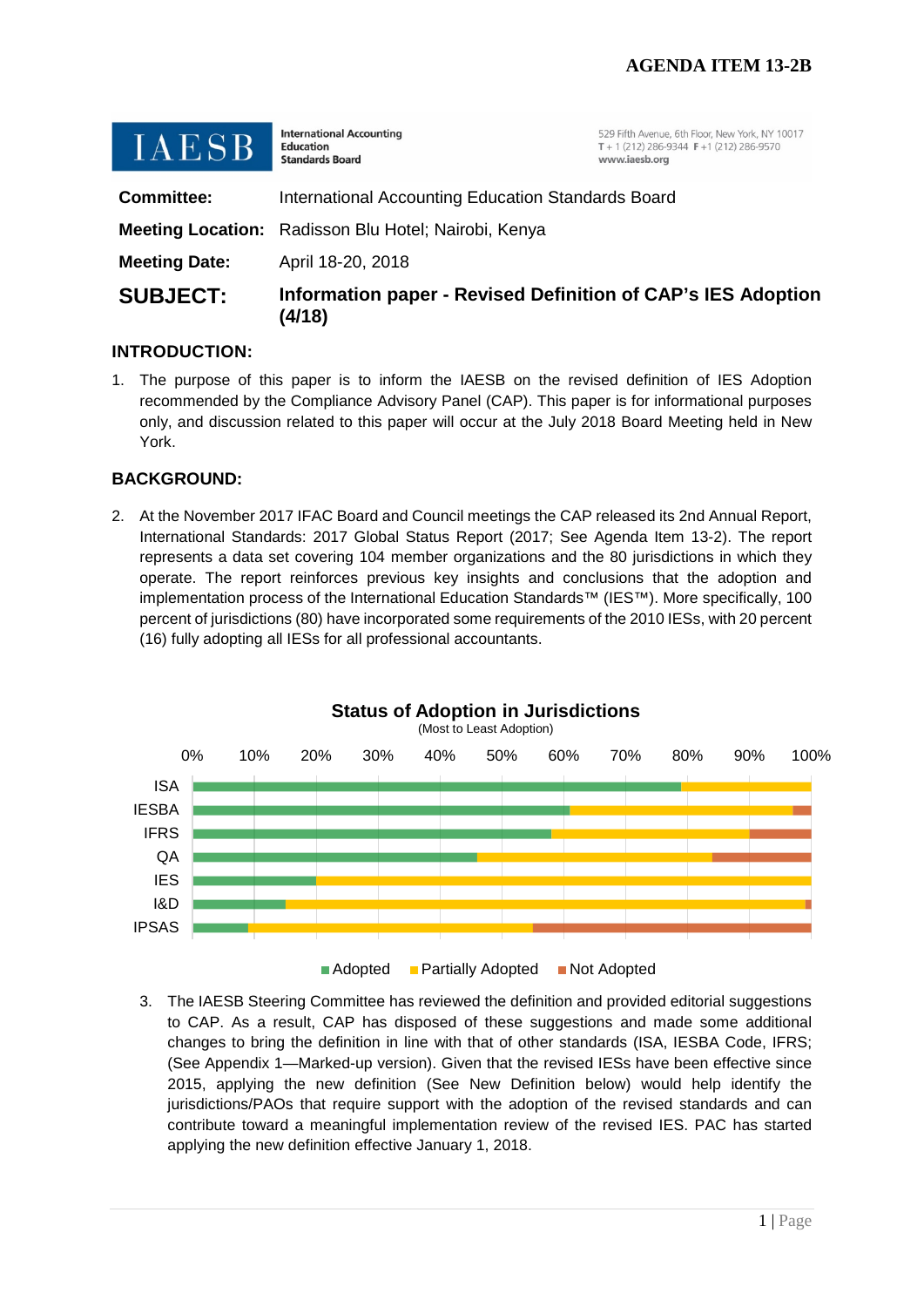**AGENDA ITEM 13-2B**

**IAESB** International Accounting Education Standards Board

529 Fifth Avenue, 6th Floor, New York, NY 10017
T + 1 (212) 286-9344 F +1 (212) 286-9570
www.iaesb.org

| | |
|---|---|
| **Committee:** | International Accounting Education Standards Board |
| **Meeting Location:** | Radisson Blu Hotel; Nairobi, Kenya |
| **Meeting Date:** | April 18-20, 2018 |
| **SUBJECT:** | **Information paper - Revised Definition of CAP's IES Adoption (4/18)** |

## INTRODUCTION:

1. The purpose of this paper is to inform the IAESB on the revised definition of IES Adoption recommended by the Compliance Advisory Panel (CAP). This paper is for informational purposes only, and discussion related to this paper will occur at the July 2018 Board Meeting held in New York.

## BACKGROUND:

2. At the November 2017 IFAC Board and Council meetings the CAP released its 2nd Annual Report, International Standards: 2017 Global Status Report (2017; See Agenda Item 13-2). The report represents a data set covering 104 member organizations and the 80 jurisdictions in which they operate. The report reinforces previous key insights and conclusions that the adoption and implementation process of the International Education Standards™ (IES™). More specifically, 100 percent of jurisdictions (80) have incorporated some requirements of the 2010 IESs, with 20 percent (16) fully adopting all IESs for all professional accountants.

**Status of Adoption in Jurisdictions**
(Most to Least Adoption)

Chart categories (0%–100%): ISA, IESBA, IFRS, QA, IES, I&D, IPSAS

Legend: Adopted, Partially Adopted, Not Adopted

3. The IAESB Steering Committee has reviewed the definition and provided editorial suggestions to CAP. As a result, CAP has disposed of these suggestions and made some additional changes to bring the definition in line with that of other standards (ISA, IESBA Code, IFRS; (See Appendix 1—Marked-up version). Given that the revised IESs have been effective since 2015, applying the new definition (See New Definition below) would help identify the jurisdictions/PAOs that require support with the adoption of the revised standards and can contribute toward a meaningful implementation review of the revised IES. PAC has started applying the new definition effective January 1, 2018.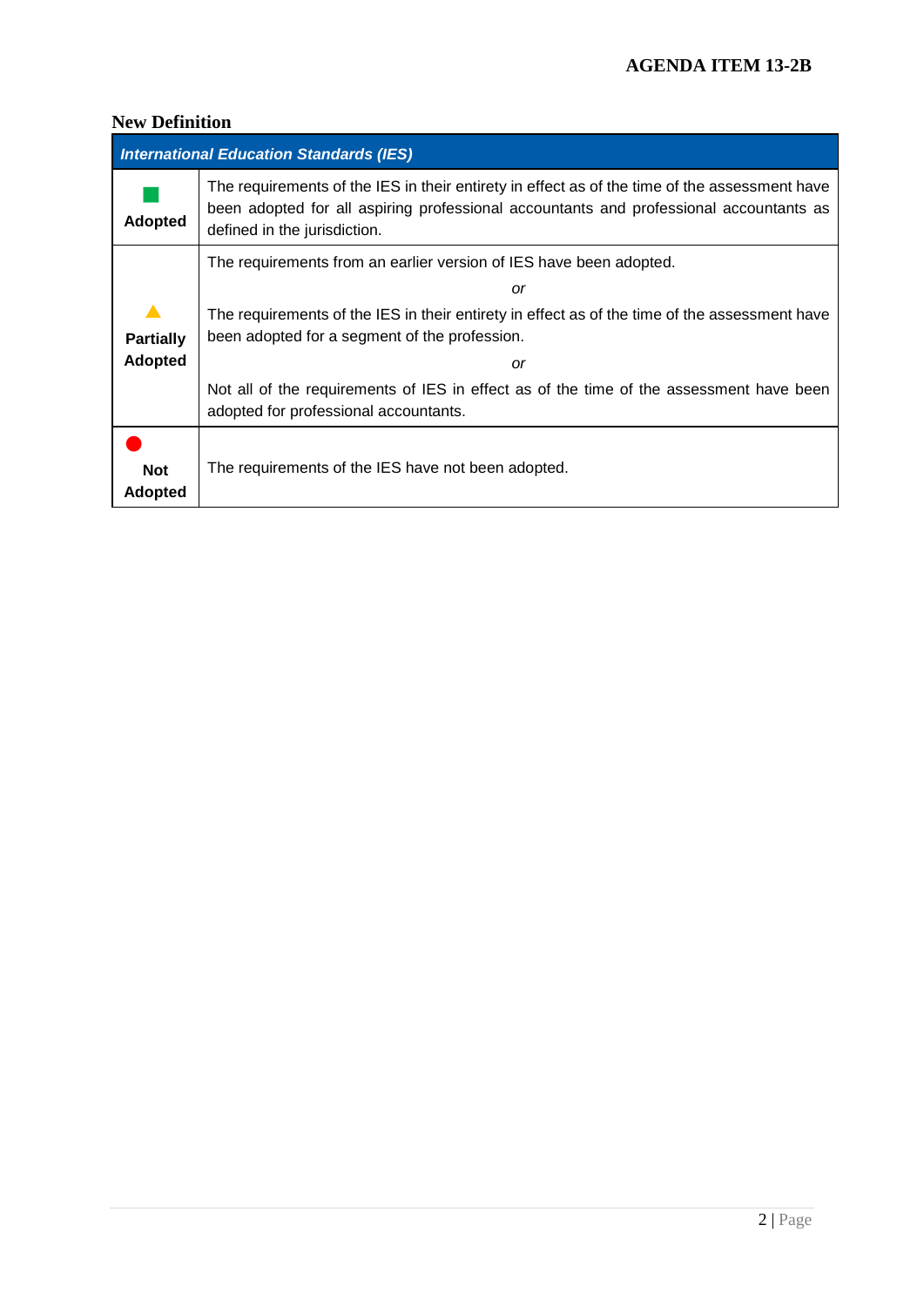## New Definition

| *International Education Standards (IES)* | |
|---|---|
| **Adopted** | The requirements of the IES in their entirety in effect as of the time of the assessment have been adopted for all aspiring professional accountants and professional accountants as defined in the jurisdiction. |
| **Partially Adopted** | The requirements from an earlier version of IES have been adopted. *or* The requirements of the IES in their entirety in effect as of the time of the assessment have been adopted for a segment of the profession. *or* Not all of the requirements of IES in effect as of the time of the assessment have been adopted for professional accountants. |
| **Not Adopted** | The requirements of the IES have not been adopted. |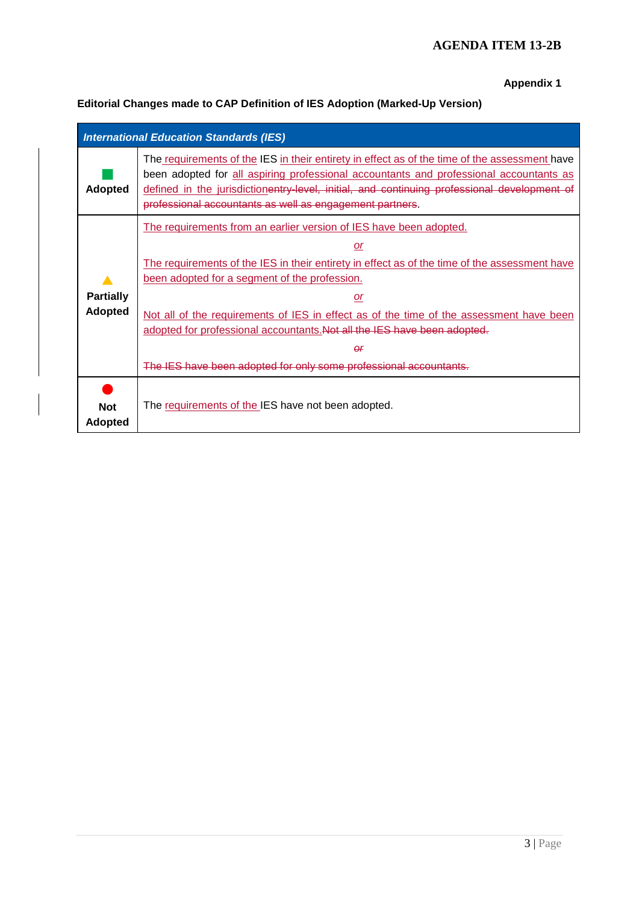**AGENDA ITEM 13-2B**

**Appendix 1**

**Editorial Changes made to CAP Definition of IES Adoption (Marked-Up Version)**

| ***International Education Standards (IES)*** | |
|---|---|
| ■ **Adopted** | The requirements of the IES in their entirety in effect as of the time of the assessment have been adopted for all aspiring professional accountants and professional accountants as defined in the jurisdiction~~entry-level, initial, and continuing professional development of professional accountants as well as engagement partners~~. |
| ▲ **Partially Adopted** | The requirements from an earlier version of IES have been adopted. *or* The requirements of the IES in their entirety in effect as of the time of the assessment have been adopted for a segment of the profession. *or* Not all of the requirements of IES in effect as of the time of the assessment have been adopted for professional accountants.~~Not all the IES have been adopted.~~ ~~*or*~~ ~~The IES have been adopted for only some professional accountants.~~ |
| ● **Not Adopted** | The requirements of the IES have not been adopted. |